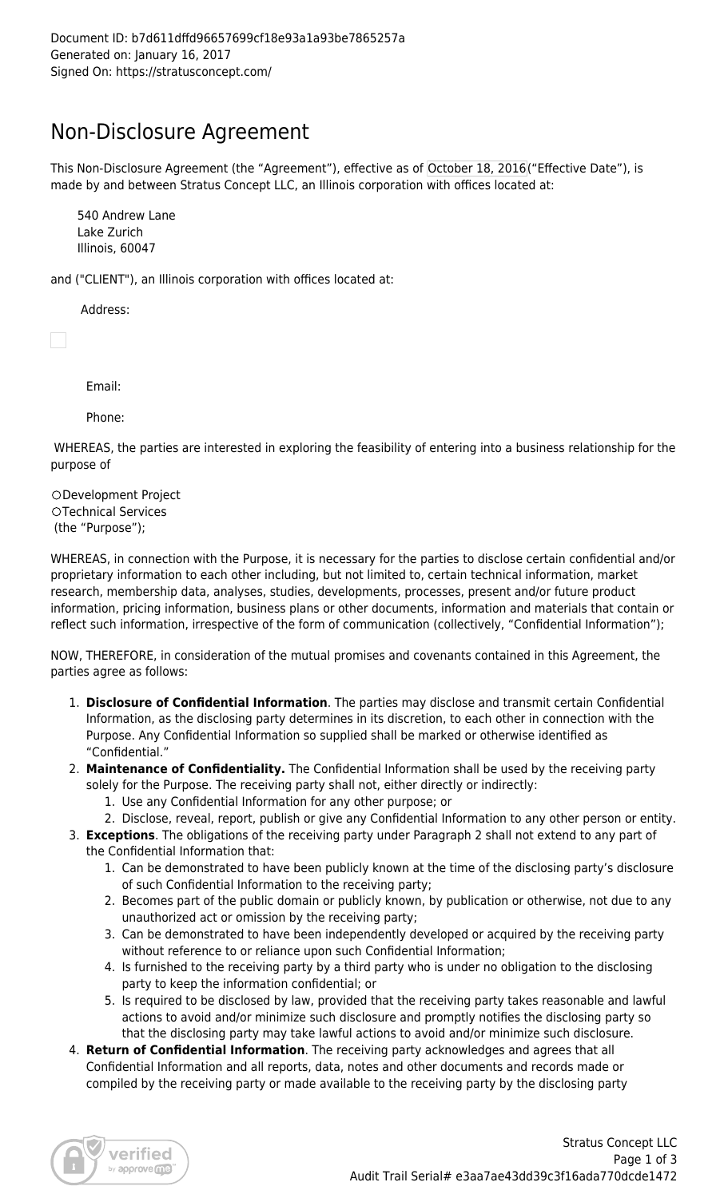Document ID: b7d611dffd96657699cf18e93a1a93be7865257a
Generated on: January 16, 2017
Signed On: https://stratusconcept.com/

# Non-Disclosure Agreement

This Non-Disclosure Agreement (the "Agreement"), effective as of October 18, 2016("Effective Date"), is made by and between Stratus Concept LLC, an Illinois corporation with offices located at:

540 Andrew Lane
Lake Zurich
Illinois, 60047

and ("CLIENT"), an Illinois corporation with offices located at:

Address:

Email:

Phone:

WHEREAS, the parties are interested in exploring the feasibility of entering into a business relationship for the purpose of

○Development Project
○Technical Services
(the "Purpose");

WHEREAS, in connection with the Purpose, it is necessary for the parties to disclose certain confidential and/or proprietary information to each other including, but not limited to, certain technical information, market research, membership data, analyses, studies, developments, processes, present and/or future product information, pricing information, business plans or other documents, information and materials that contain or reflect such information, irrespective of the form of communication (collectively, "Confidential Information");

NOW, THEREFORE, in consideration of the mutual promises and covenants contained in this Agreement, the parties agree as follows:

1. **Disclosure of Confidential Information**. The parties may disclose and transmit certain Confidential Information, as the disclosing party determines in its discretion, to each other in connection with the Purpose. Any Confidential Information so supplied shall be marked or otherwise identified as "Confidential."
2. **Maintenance of Confidentiality.** The Confidential Information shall be used by the receiving party solely for the Purpose. The receiving party shall not, either directly or indirectly:
   1. Use any Confidential Information for any other purpose; or
   2. Disclose, reveal, report, publish or give any Confidential Information to any other person or entity.
3. **Exceptions**. The obligations of the receiving party under Paragraph 2 shall not extend to any part of the Confidential Information that:
   1. Can be demonstrated to have been publicly known at the time of the disclosing party's disclosure of such Confidential Information to the receiving party;
   2. Becomes part of the public domain or publicly known, by publication or otherwise, not due to any unauthorized act or omission by the receiving party;
   3. Can be demonstrated to have been independently developed or acquired by the receiving party without reference to or reliance upon such Confidential Information;
   4. Is furnished to the receiving party by a third party who is under no obligation to the disclosing party to keep the information confidential; or
   5. Is required to be disclosed by law, provided that the receiving party takes reasonable and lawful actions to avoid and/or minimize such disclosure and promptly notifies the disclosing party so that the disclosing party may take lawful actions to avoid and/or minimize such disclosure.
4. **Return of Confidential Information**. The receiving party acknowledges and agrees that all Confidential Information and all reports, data, notes and other documents and records made or compiled by the receiving party or made available to the receiving party by the disclosing party

Stratus Concept LLC
Audit Trail Serial# e3aa7ae43dd39c3f16ada770dcde1472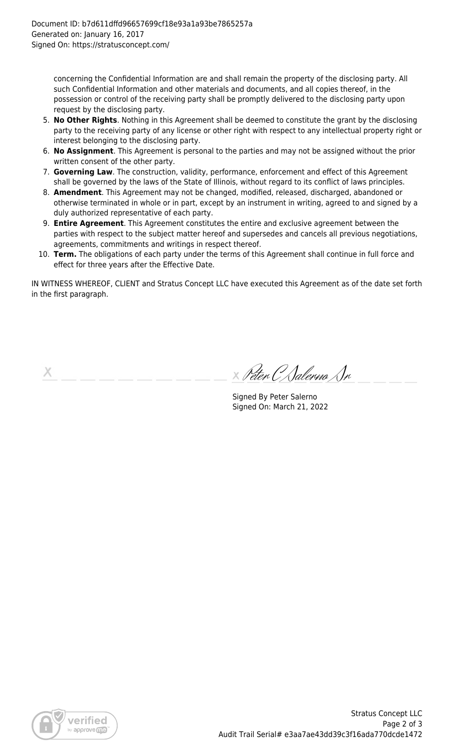concerning the Confidential Information are and shall remain the property of the disclosing party. All such Confidential Information and other materials and documents, and all copies thereof, in the possession or control of the receiving party shall be promptly delivered to the disclosing party upon request by the disclosing party.

5. **No Other Rights**. Nothing in this Agreement shall be deemed to constitute the grant by the disclosing party to the receiving party of any license or other right with respect to any intellectual property right or interest belonging to the disclosing party.
6. **No Assignment**. This Agreement is personal to the parties and may not be assigned without the prior written consent of the other party.
7. **Governing Law**. The construction, validity, performance, enforcement and effect of this Agreement shall be governed by the laws of the State of Illinois, without regard to its conflict of laws principles.
8. **Amendment**. This Agreement may not be changed, modified, released, discharged, abandoned or otherwise terminated in whole or in part, except by an instrument in writing, agreed to and signed by a duly authorized representative of each party.
9. **Entire Agreement**. This Agreement constitutes the entire and exclusive agreement between the parties with respect to the subject matter hereof and supersedes and cancels all previous negotiations, agreements, commitments and writings in respect thereof.
10. **Term.** The obligations of each party under the terms of this Agreement shall continue in full force and effect for three years after the Effective Date.

IN WITNESS WHEREOF, CLIENT and Stratus Concept LLC have executed this Agreement as of the date set forth in the first paragraph.

X \_\_\_\_\_\_\_\_\_\_\_\_\_\_\_\_\_\_\_\_ x Peter C Salerno Sr \_\_\_\_\_\_\_\_\_\_

Signed By Peter Salerno
Signed On: March 21, 2022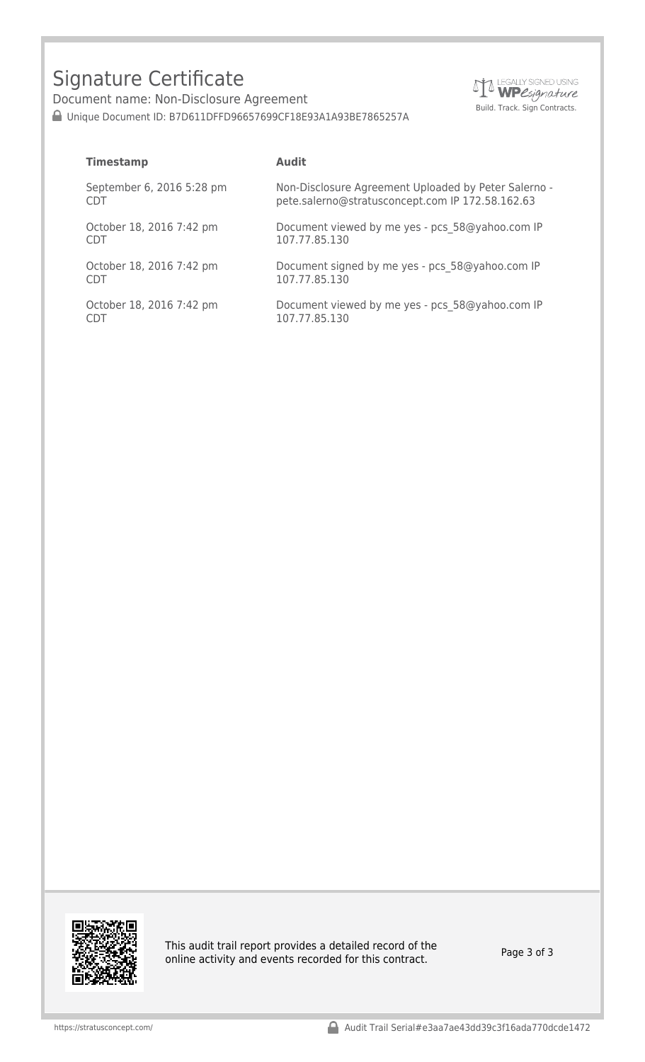# Signature Certificate

Document name: Non-Disclosure Agreement

Unique Document ID: B7D611DFFD96657699CF18E93A1A93BE7865257A

LEGALLY SIGNED USING WPEsignature
Build. Track. Sign Contracts.

| Timestamp | Audit |
| --- | --- |
| September 6, 2016 5:28 pm CDT | Non-Disclosure Agreement Uploaded by Peter Salerno - pete.salerno@stratusconcept.com IP 172.58.162.63 |
| October 18, 2016 7:42 pm CDT | Document viewed by me yes - pcs_58@yahoo.com IP 107.77.85.130 |
| October 18, 2016 7:42 pm CDT | Document signed by me yes - pcs_58@yahoo.com IP 107.77.85.130 |
| October 18, 2016 7:42 pm CDT | Document viewed by me yes - pcs_58@yahoo.com IP 107.77.85.130 |

This audit trail report provides a detailed record of the online activity and events recorded for this contract.

https://stratusconcept.com/

Audit Trail Serial#e3aa7ae43dd39c3f16ada770dcde1472